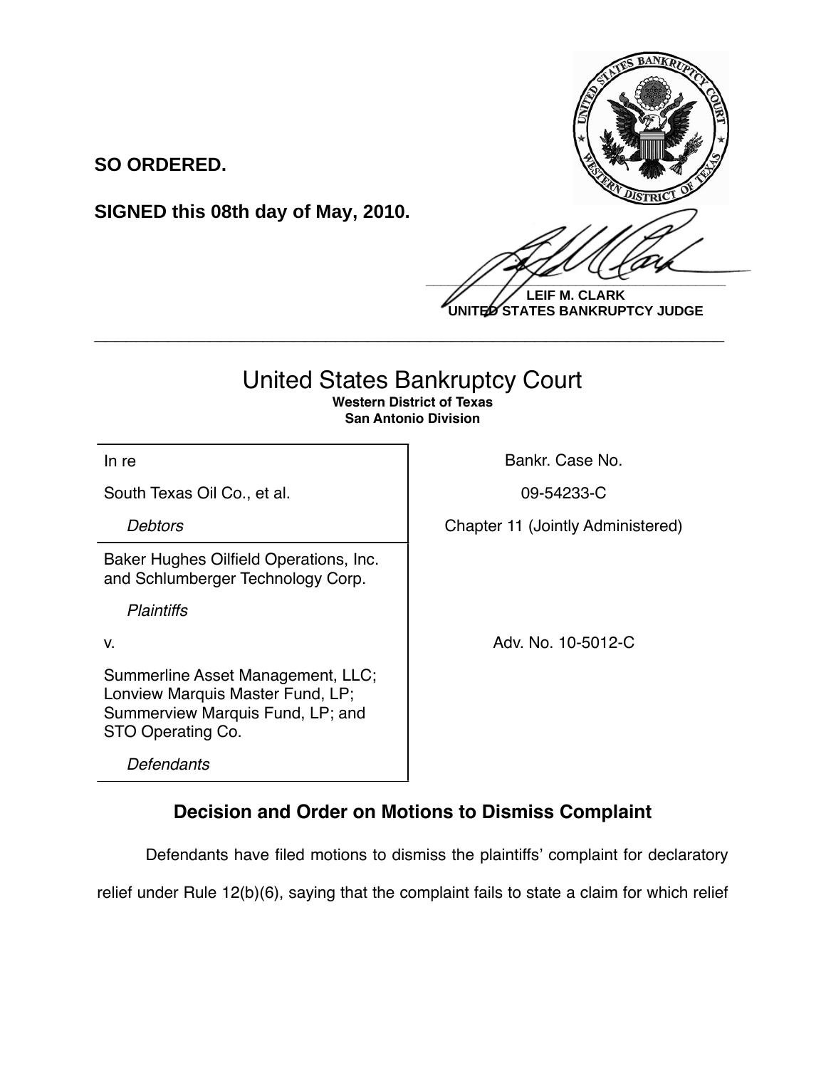**SO ORDERED.**

**SIGNED this 08th day of May, 2010.**

**LEIF M. CLARK**
**UNITED STATES BANKRUPTCY JUDGE**

---

# United States Bankruptcy Court

**Western District of Texas**
**San Antonio Division**

| | |
|---|---|
| In re<br><br>South Texas Oil Co., et al.<br><br>*Debtors* | Bankr. Case No.<br><br>09-54233-C<br><br>Chapter 11 (Jointly Administered) |
| Baker Hughes Oilfield Operations, Inc. and Schlumberger Technology Corp.<br><br>*Plaintiffs*<br><br>v.<br><br>Summerline Asset Management, LLC; Lonview Marquis Master Fund, LP; Summerview Marquis Fund, LP; and STO Operating Co.<br><br>*Defendants* | Adv. No. 10-5012-C |

## Decision and Order on Motions to Dismiss Complaint

Defendants have filed motions to dismiss the plaintiffs' complaint for declaratory relief under Rule 12(b)(6), saying that the complaint fails to state a claim for which relief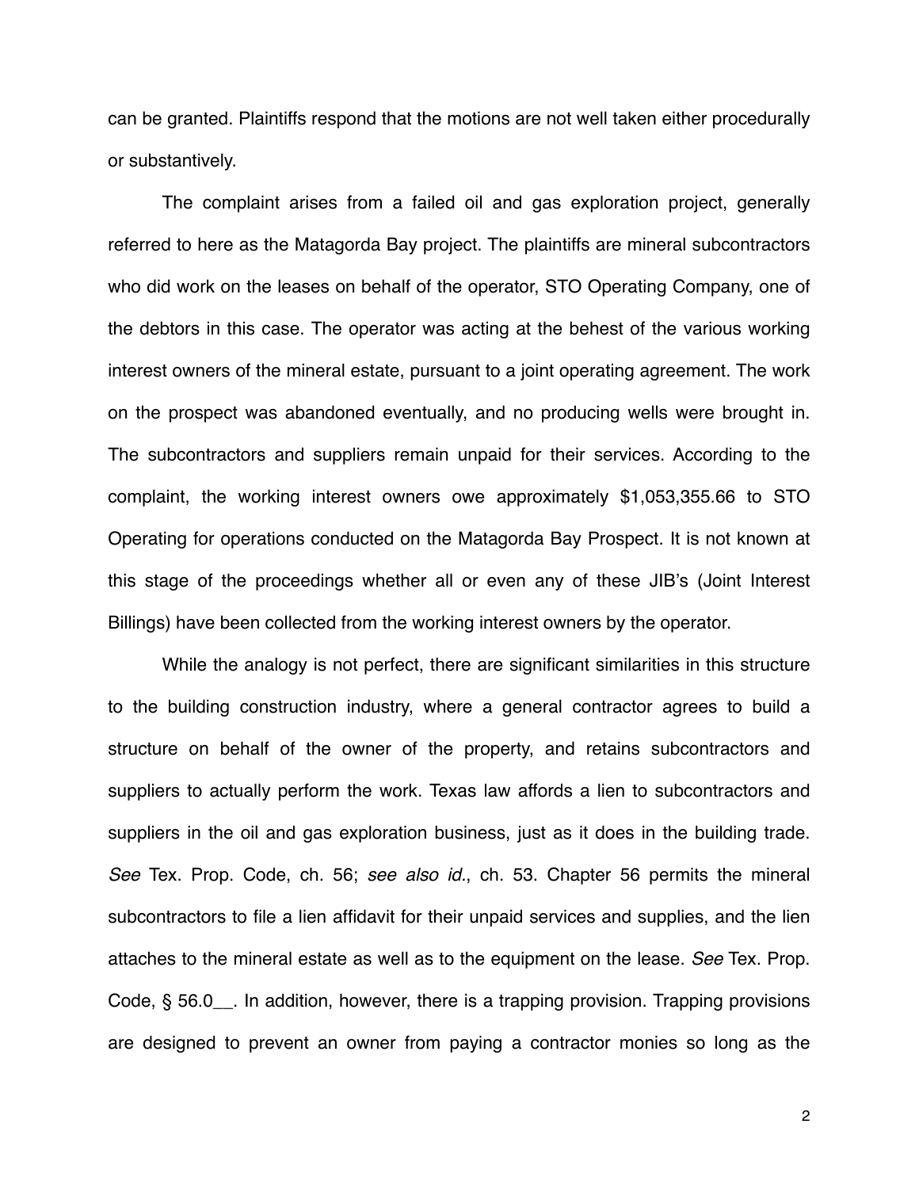can be granted. Plaintiffs respond that the motions are not well taken either procedurally or substantively.

The complaint arises from a failed oil and gas exploration project, generally referred to here as the Matagorda Bay project. The plaintiffs are mineral subcontractors who did work on the leases on behalf of the operator, STO Operating Company, one of the debtors in this case. The operator was acting at the behest of the various working interest owners of the mineral estate, pursuant to a joint operating agreement. The work on the prospect was abandoned eventually, and no producing wells were brought in. The subcontractors and suppliers remain unpaid for their services. According to the complaint, the working interest owners owe approximately $1,053,355.66 to STO Operating for operations conducted on the Matagorda Bay Prospect. It is not known at this stage of the proceedings whether all or even any of these JIB's (Joint Interest Billings) have been collected from the working interest owners by the operator.

While the analogy is not perfect, there are significant similarities in this structure to the building construction industry, where a general contractor agrees to build a structure on behalf of the owner of the property, and retains subcontractors and suppliers to actually perform the work. Texas law affords a lien to subcontractors and suppliers in the oil and gas exploration business, just as it does in the building trade. *See* Tex. Prop. Code, ch. 56; *see also id.*, ch. 53. Chapter 56 permits the mineral subcontractors to file a lien affidavit for their unpaid services and supplies, and the lien attaches to the mineral estate as well as to the equipment on the lease. *See* Tex. Prop. Code, § 56.0__. In addition, however, there is a trapping provision. Trapping provisions are designed to prevent an owner from paying a contractor monies so long as the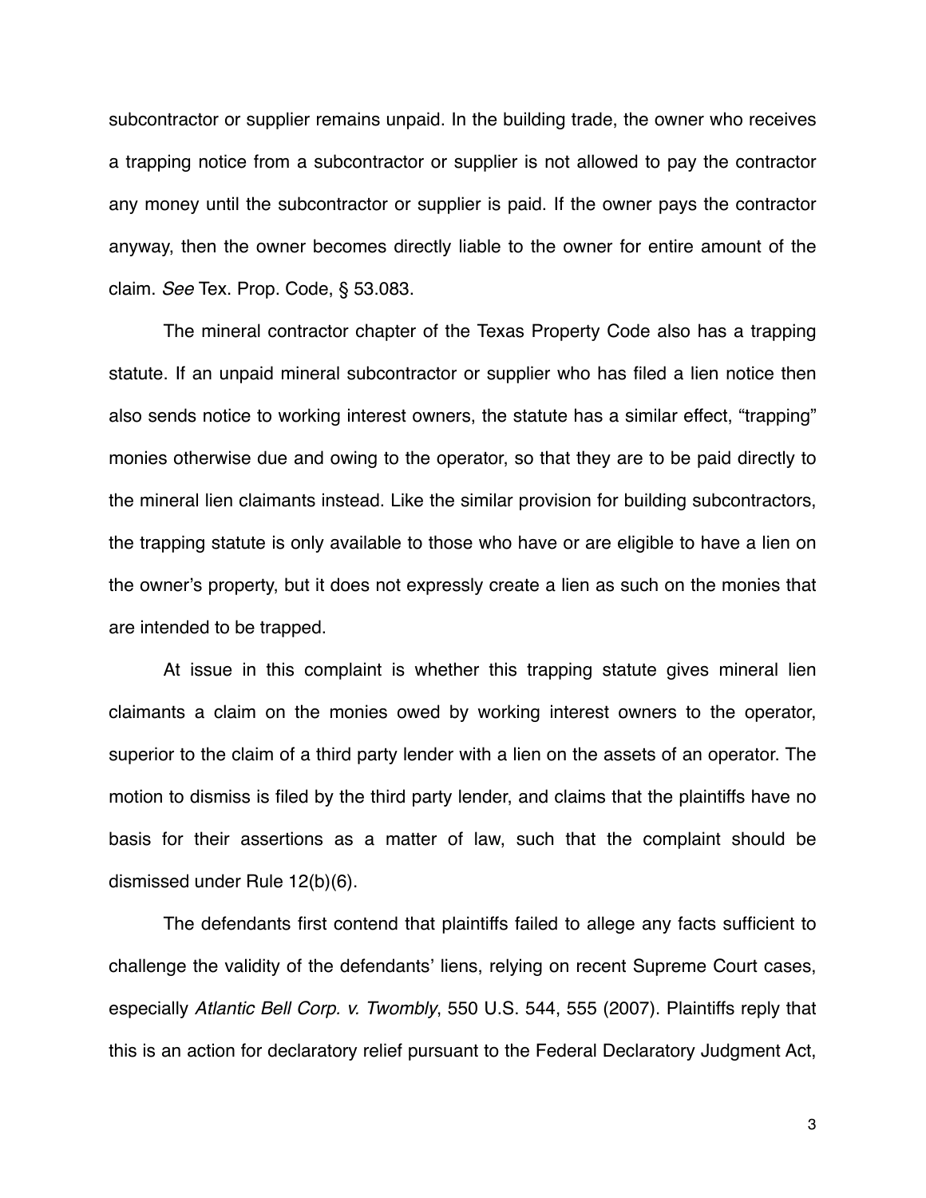subcontractor or supplier remains unpaid. In the building trade, the owner who receives a trapping notice from a subcontractor or supplier is not allowed to pay the contractor any money until the subcontractor or supplier is paid. If the owner pays the contractor anyway, then the owner becomes directly liable to the owner for entire amount of the claim. *See* Tex. Prop. Code, § 53.083.

The mineral contractor chapter of the Texas Property Code also has a trapping statute. If an unpaid mineral subcontractor or supplier who has filed a lien notice then also sends notice to working interest owners, the statute has a similar effect, "trapping" monies otherwise due and owing to the operator, so that they are to be paid directly to the mineral lien claimants instead. Like the similar provision for building subcontractors, the trapping statute is only available to those who have or are eligible to have a lien on the owner's property, but it does not expressly create a lien as such on the monies that are intended to be trapped.

At issue in this complaint is whether this trapping statute gives mineral lien claimants a claim on the monies owed by working interest owners to the operator, superior to the claim of a third party lender with a lien on the assets of an operator. The motion to dismiss is filed by the third party lender, and claims that the plaintiffs have no basis for their assertions as a matter of law, such that the complaint should be dismissed under Rule 12(b)(6).

The defendants first contend that plaintiffs failed to allege any facts sufficient to challenge the validity of the defendants' liens, relying on recent Supreme Court cases, especially *Atlantic Bell Corp. v. Twombly*, 550 U.S. 544, 555 (2007). Plaintiffs reply that this is an action for declaratory relief pursuant to the Federal Declaratory Judgment Act,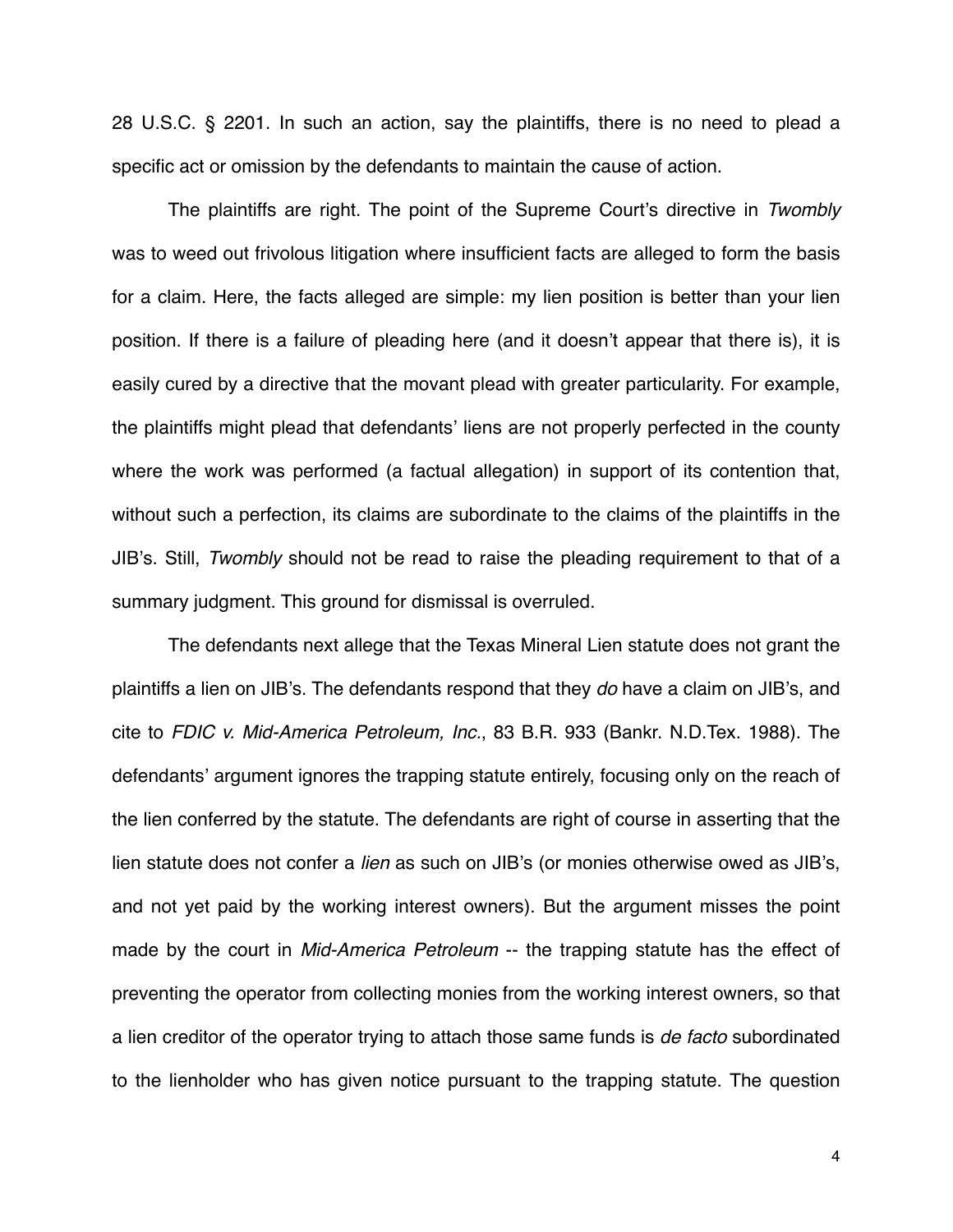28 U.S.C. § 2201. In such an action, say the plaintiffs, there is no need to plead a specific act or omission by the defendants to maintain the cause of action.

The plaintiffs are right. The point of the Supreme Court's directive in *Twombly* was to weed out frivolous litigation where insufficient facts are alleged to form the basis for a claim. Here, the facts alleged are simple: my lien position is better than your lien position. If there is a failure of pleading here (and it doesn't appear that there is), it is easily cured by a directive that the movant plead with greater particularity. For example, the plaintiffs might plead that defendants' liens are not properly perfected in the county where the work was performed (a factual allegation) in support of its contention that, without such a perfection, its claims are subordinate to the claims of the plaintiffs in the JIB's. Still, *Twombly* should not be read to raise the pleading requirement to that of a summary judgment. This ground for dismissal is overruled.

The defendants next allege that the Texas Mineral Lien statute does not grant the plaintiffs a lien on JIB's. The defendants respond that they *do* have a claim on JIB's, and cite to *FDIC v. Mid-America Petroleum, Inc.*, 83 B.R. 933 (Bankr. N.D.Tex. 1988). The defendants' argument ignores the trapping statute entirely, focusing only on the reach of the lien conferred by the statute. The defendants are right of course in asserting that the lien statute does not confer a *lien* as such on JIB's (or monies otherwise owed as JIB's, and not yet paid by the working interest owners). But the argument misses the point made by the court in *Mid-America Petroleum* -- the trapping statute has the effect of preventing the operator from collecting monies from the working interest owners, so that a lien creditor of the operator trying to attach those same funds is *de facto* subordinated to the lienholder who has given notice pursuant to the trapping statute. The question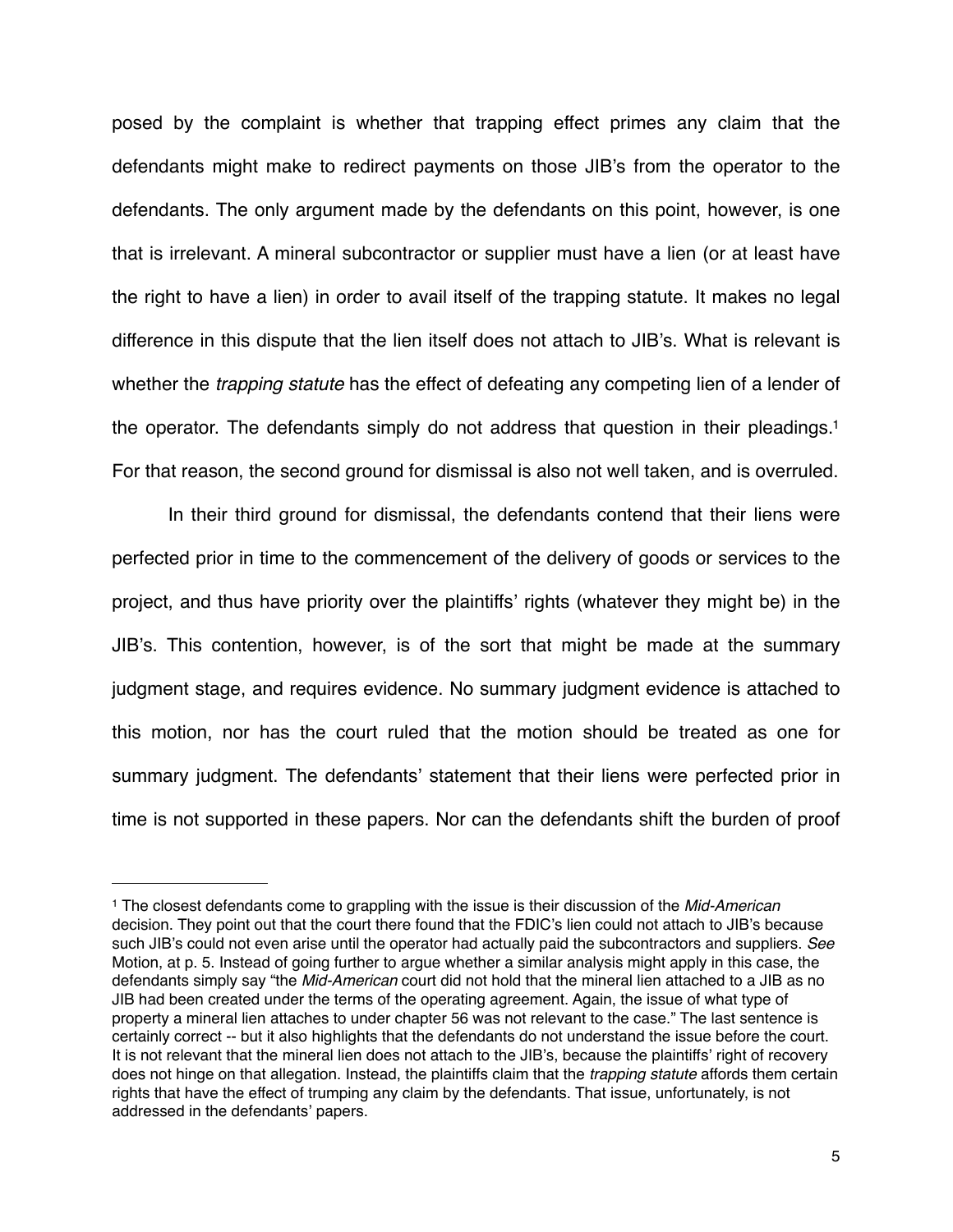posed by the complaint is whether that trapping effect primes any claim that the defendants might make to redirect payments on those JIB's from the operator to the defendants. The only argument made by the defendants on this point, however, is one that is irrelevant. A mineral subcontractor or supplier must have a lien (or at least have the right to have a lien) in order to avail itself of the trapping statute. It makes no legal difference in this dispute that the lien itself does not attach to JIB's. What is relevant is whether the *trapping statute* has the effect of defeating any competing lien of a lender of the operator. The defendants simply do not address that question in their pleadings.[1] For that reason, the second ground for dismissal is also not well taken, and is overruled.

In their third ground for dismissal, the defendants contend that their liens were perfected prior in time to the commencement of the delivery of goods or services to the project, and thus have priority over the plaintiffs' rights (whatever they might be) in the JIB's. This contention, however, is of the sort that might be made at the summary judgment stage, and requires evidence. No summary judgment evidence is attached to this motion, nor has the court ruled that the motion should be treated as one for summary judgment. The defendants' statement that their liens were perfected prior in time is not supported in these papers. Nor can the defendants shift the burden of proof

---

[1] The closest defendants come to grappling with the issue is their discussion of the *Mid-American* decision. They point out that the court there found that the FDIC's lien could not attach to JIB's because such JIB's could not even arise until the operator had actually paid the subcontractors and suppliers. *See* Motion, at p. 5. Instead of going further to argue whether a similar analysis might apply in this case, the defendants simply say "the *Mid-American* court did not hold that the mineral lien attached to a JIB as no JIB had been created under the terms of the operating agreement. Again, the issue of what type of property a mineral lien attaches to under chapter 56 was not relevant to the case." The last sentence is certainly correct -- but it also highlights that the defendants do not understand the issue before the court. It is not relevant that the mineral lien does not attach to the JIB's, because the plaintiffs' right of recovery does not hinge on that allegation. Instead, the plaintiffs claim that the *trapping statute* affords them certain rights that have the effect of trumping any claim by the defendants. That issue, unfortunately, is not addressed in the defendants' papers.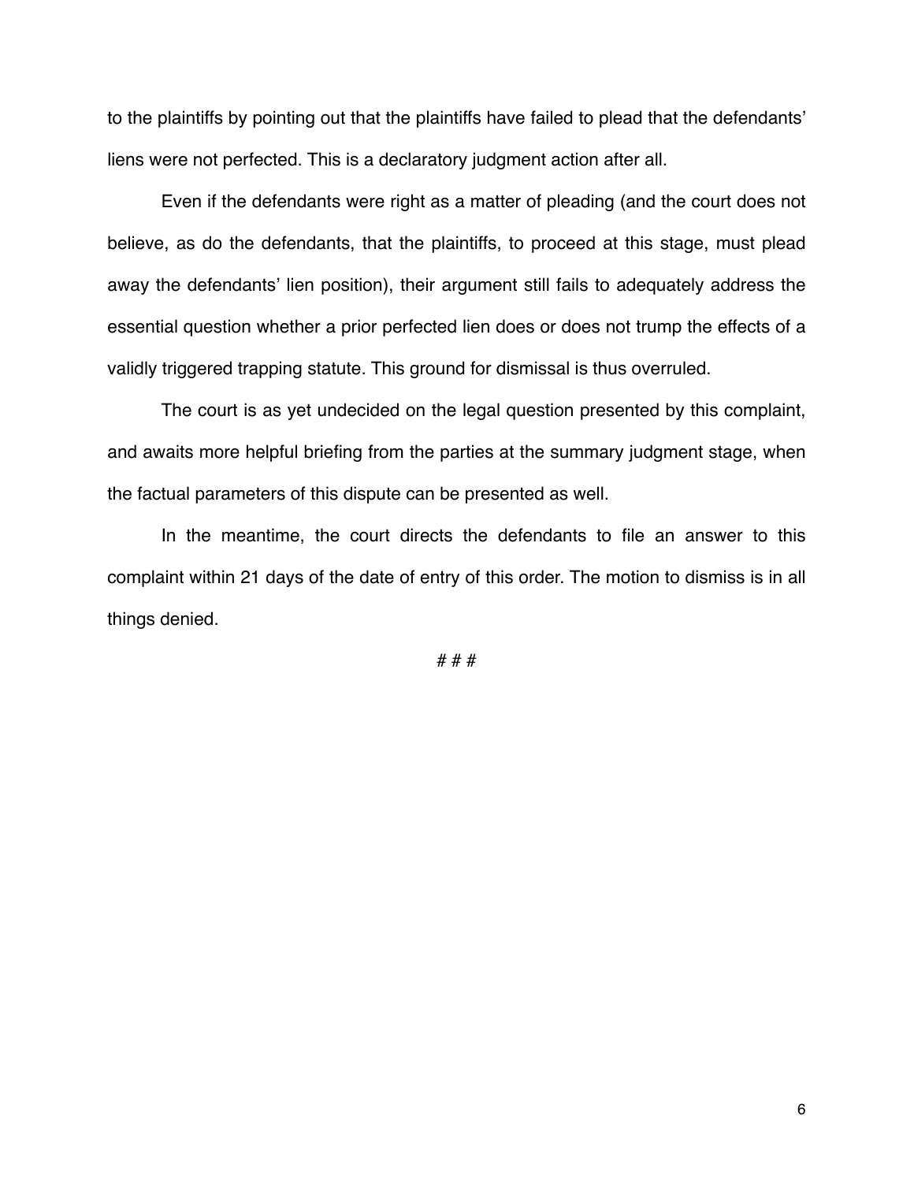to the plaintiffs by pointing out that the plaintiffs have failed to plead that the defendants' liens were not perfected. This is a declaratory judgment action after all.

Even if the defendants were right as a matter of pleading (and the court does not believe, as do the defendants, that the plaintiffs, to proceed at this stage, must plead away the defendants' lien position), their argument still fails to adequately address the essential question whether a prior perfected lien does or does not trump the effects of a validly triggered trapping statute. This ground for dismissal is thus overruled.

The court is as yet undecided on the legal question presented by this complaint, and awaits more helpful briefing from the parties at the summary judgment stage, when the factual parameters of this dispute can be presented as well.

In the meantime, the court directs the defendants to file an answer to this complaint within 21 days of the date of entry of this order. The motion to dismiss is in all things denied.

# # #